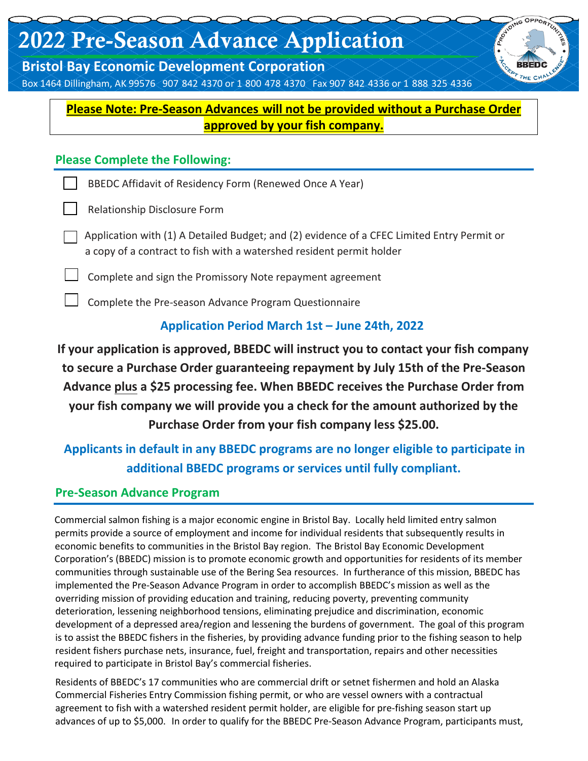# 2022 Pre-Season Advance Application

**Bristol Bay Economic Development Corporation**

Box 1464 Dillingham, AK 99576 907 842 4370 or 1 800 478 4370 Fax 907 842 4336 or 1 888 325 4336

**Please Note: Pre-Season Advances will not be provided without a Purchase Order approved by your fish company.**

## Please Complete the Following:

- [ ] BBEDC Affidavit of Residency Form (Renewed Once A Year)
- [ ] Relationship Disclosure Form
- [ ] Application with (1) A Detailed Budget; and (2) evidence of a CFEC Limited Entry Permit or a copy of a contract to fish with a watershed resident permit holder
- [ ] Complete and sign the Promissory Note repayment agreement
- [ ] Complete the Pre-season Advance Program Questionnaire

**Application Period March 1st – June 24th, 2022**

**If your application is approved, BBEDC will instruct you to contact your fish company to secure a Purchase Order guaranteeing repayment by July 15th of the Pre-Season Advance plus a $25 processing fee. When BBEDC receives the Purchase Order from your fish company we will provide you a check for the amount authorized by the Purchase Order from your fish company less $25.00.**

**Applicants in default in any BBEDC programs are no longer eligible to participate in additional BBEDC programs or services until fully compliant.**

## Pre-Season Advance Program

Commercial salmon fishing is a major economic engine in Bristol Bay. Locally held limited entry salmon permits provide a source of employment and income for individual residents that subsequently results in economic benefits to communities in the Bristol Bay region. The Bristol Bay Economic Development Corporation's (BBEDC) mission is to promote economic growth and opportunities for residents of its member communities through sustainable use of the Bering Sea resources. In furtherance of this mission, BBEDC has implemented the Pre-Season Advance Program in order to accomplish BBEDC's mission as well as the overriding mission of providing education and training, reducing poverty, preventing community deterioration, lessening neighborhood tensions, eliminating prejudice and discrimination, economic development of a depressed area/region and lessening the burdens of government. The goal of this program is to assist the BBEDC fishers in the fisheries, by providing advance funding prior to the fishing season to help resident fishers purchase nets, insurance, fuel, freight and transportation, repairs and other necessities required to participate in Bristol Bay's commercial fisheries.

Residents of BBEDC's 17 communities who are commercial drift or setnet fishermen and hold an Alaska Commercial Fisheries Entry Commission fishing permit, or who are vessel owners with a contractual agreement to fish with a watershed resident permit holder, are eligible for pre-fishing season start up advances of up to $5,000. In order to qualify for the BBEDC Pre-Season Advance Program, participants must,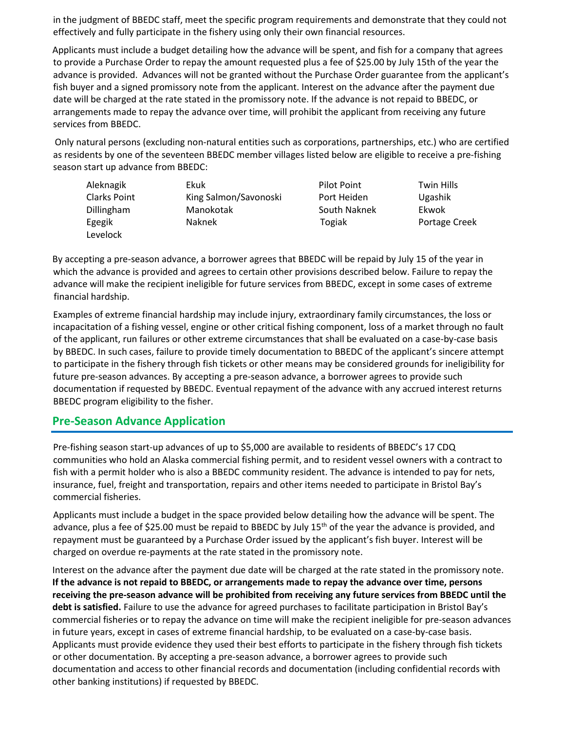in the judgment of BBEDC staff, meet the specific program requirements and demonstrate that they could not effectively and fully participate in the fishery using only their own financial resources.

Applicants must include a budget detailing how the advance will be spent, and fish for a company that agrees to provide a Purchase Order to repay the amount requested plus a fee of $25.00 by July 15th of the year the advance is provided. Advances will not be granted without the Purchase Order guarantee from the applicant's fish buyer and a signed promissory note from the applicant. Interest on the advance after the payment due date will be charged at the rate stated in the promissory note. If the advance is not repaid to BBEDC, or arrangements made to repay the advance over time, will prohibit the applicant from receiving any future services from BBEDC.

Only natural persons (excluding non-natural entities such as corporations, partnerships, etc.) who are certified as residents by one of the seventeen BBEDC member villages listed below are eligible to receive a pre-fishing season start up advance from BBEDC:

| | | | |
|---|---|---|---|
| Aleknagik | Ekuk | Pilot Point | Twin Hills |
| Clarks Point | King Salmon/Savonoski | Port Heiden | Ugashik |
| Dillingham | Manokotak | South Naknek | Ekwok |
| Egegik | Naknek | Togiak | Portage Creek |
| Levelock | | | |

By accepting a pre-season advance, a borrower agrees that BBEDC will be repaid by July 15 of the year in which the advance is provided and agrees to certain other provisions described below. Failure to repay the advance will make the recipient ineligible for future services from BBEDC, except in some cases of extreme financial hardship.

Examples of extreme financial hardship may include injury, extraordinary family circumstances, the loss or incapacitation of a fishing vessel, engine or other critical fishing component, loss of a market through no fault of the applicant, run failures or other extreme circumstances that shall be evaluated on a case-by-case basis by BBEDC. In such cases, failure to provide timely documentation to BBEDC of the applicant's sincere attempt to participate in the fishery through fish tickets or other means may be considered grounds for ineligibility for future pre-season advances. By accepting a pre-season advance, a borrower agrees to provide such documentation if requested by BBEDC. Eventual repayment of the advance with any accrued interest returns BBEDC program eligibility to the fisher.

## Pre-Season Advance Application

Pre-fishing season start-up advances of up to $5,000 are available to residents of BBEDC's 17 CDQ communities who hold an Alaska commercial fishing permit, and to resident vessel owners with a contract to fish with a permit holder who is also a BBEDC community resident. The advance is intended to pay for nets, insurance, fuel, freight and transportation, repairs and other items needed to participate in Bristol Bay's commercial fisheries.

Applicants must include a budget in the space provided below detailing how the advance will be spent. The advance, plus a fee of $25.00 must be repaid to BBEDC by July 15th of the year the advance is provided, and repayment must be guaranteed by a Purchase Order issued by the applicant's fish buyer. Interest will be charged on overdue re-payments at the rate stated in the promissory note.

Interest on the advance after the payment due date will be charged at the rate stated in the promissory note. **If the advance is not repaid to BBEDC, or arrangements made to repay the advance over time, persons receiving the pre-season advance will be prohibited from receiving any future services from BBEDC until the debt is satisfied.** Failure to use the advance for agreed purchases to facilitate participation in Bristol Bay's commercial fisheries or to repay the advance on time will make the recipient ineligible for pre-season advances in future years, except in cases of extreme financial hardship, to be evaluated on a case-by-case basis. Applicants must provide evidence they used their best efforts to participate in the fishery through fish tickets or other documentation. By accepting a pre-season advance, a borrower agrees to provide such documentation and access to other financial records and documentation (including confidential records with other banking institutions) if requested by BBEDC.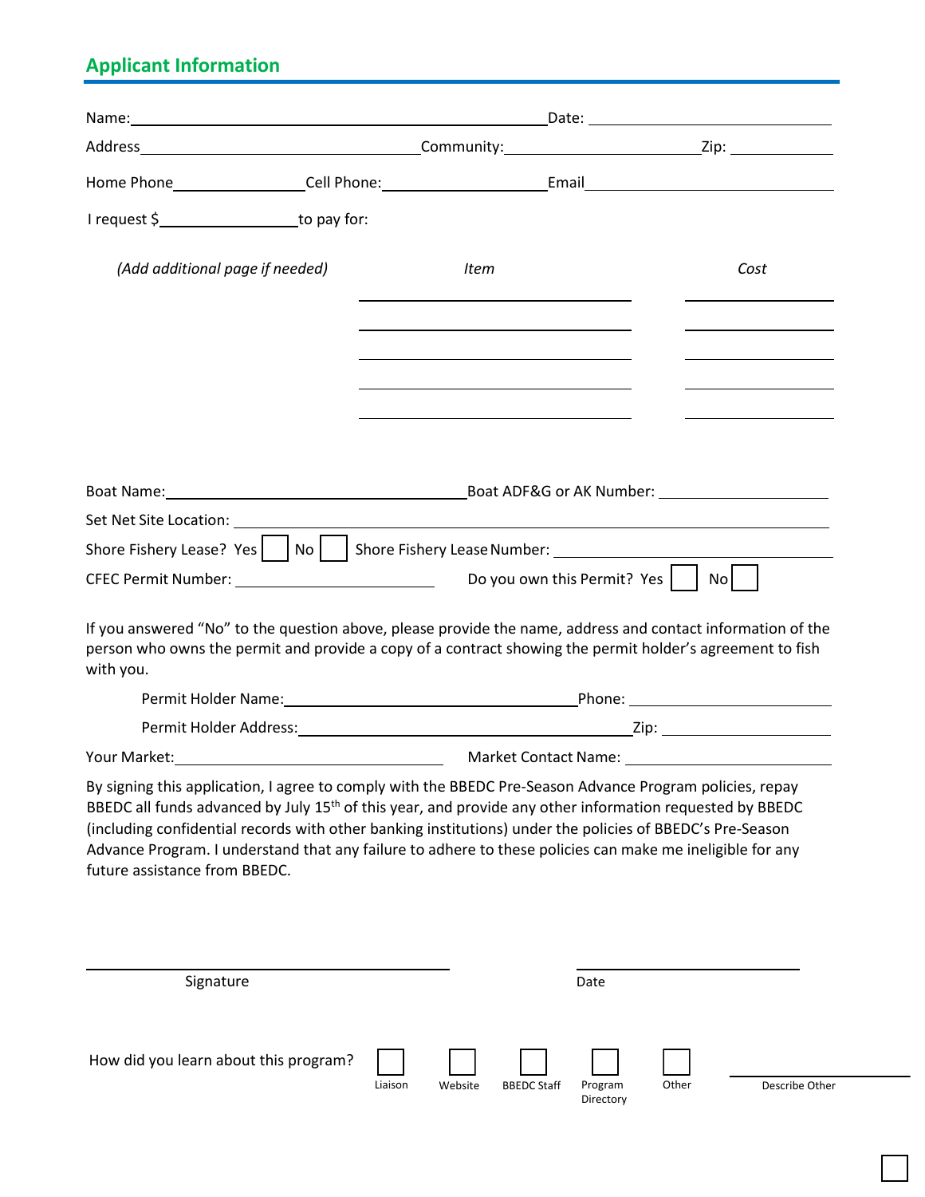## Applicant Information

Name: ______________________________ Date: ______________

Address ______________________ Community: ______________ Zip: ________

Home Phone ____________ Cell Phone: ______________ Email ______________________

I request $____________ to pay for:

*(Add additional page if needed)*

| *Item* | *Cost* |
|---|---|
| | |
| | |
| | |
| | |
| | |

Boat Name: ______________________ Boat ADF&G or AK Number: ______________

Set Net Site Location: ____________________________________________

Shore Fishery Lease? Yes ☐ No ☐ Shore Fishery Lease Number: ______________

CFEC Permit Number: ______________ Do you own this Permit? Yes ☐ No ☐

If you answered "No" to the question above, please provide the name, address and contact information of the person who owns the permit and provide a copy of a contract showing the permit holder's agreement to fish with you.

Permit Holder Name: ______________________ Phone: ______________

Permit Holder Address: ______________________ Zip: ______________

Your Market: ______________________ Market Contact Name: ______________

By signing this application, I agree to comply with the BBEDC Pre-Season Advance Program policies, repay BBEDC all funds advanced by July 15th of this year, and provide any other information requested by BBEDC (including confidential records with other banking institutions) under the policies of BBEDC's Pre-Season Advance Program. I understand that any failure to adhere to these policies can make me ineligible for any future assistance from BBEDC.

______________________________ ______________
Signature Date

How did you learn about this program? ☐ Liaison ☐ Website ☐ BBEDC Staff ☐ Program Directory ☐ Other ______________ Describe Other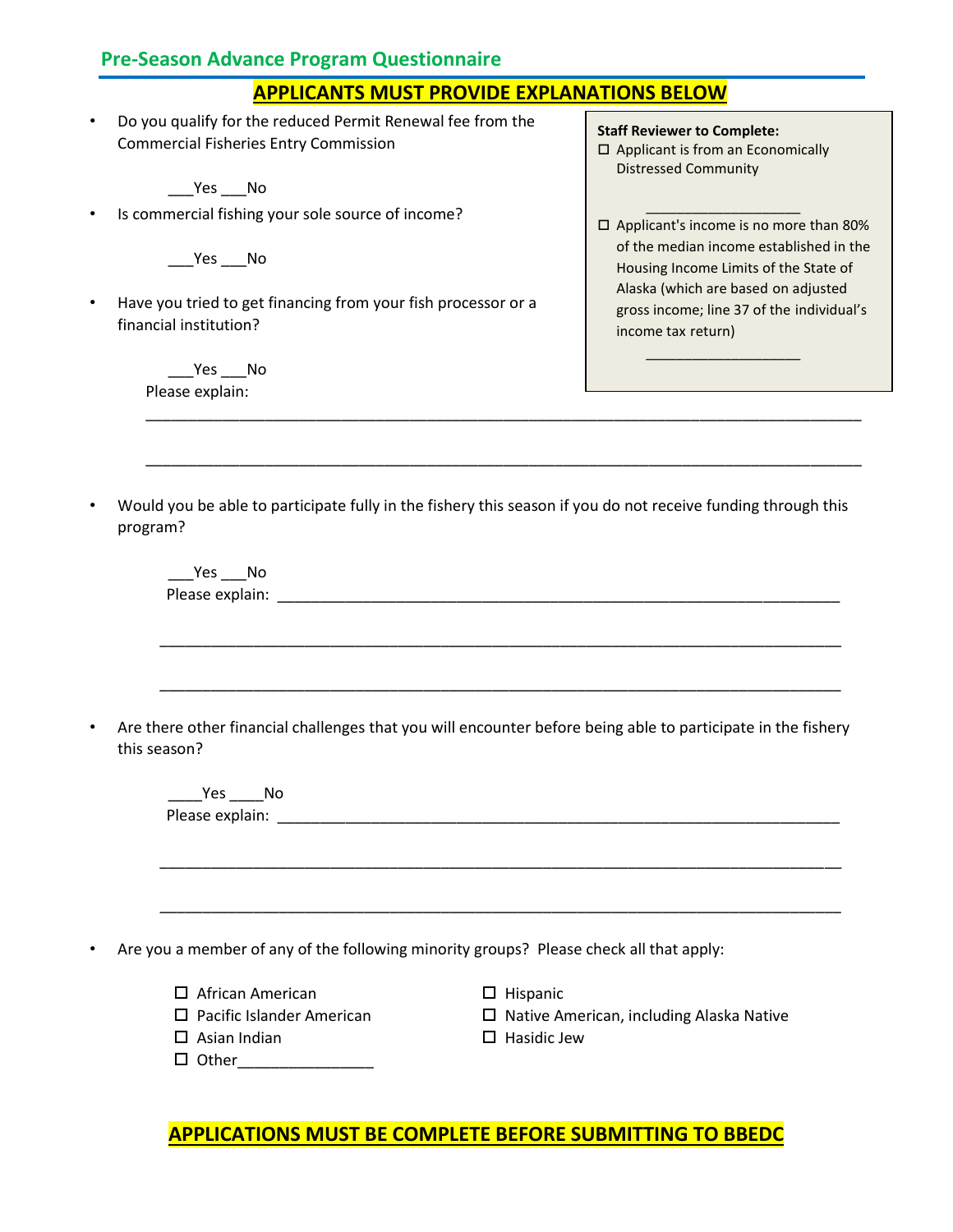## Pre-Season Advance Program Questionnaire

**APPLICANTS MUST PROVIDE EXPLANATIONS BELOW**

- Do you qualify for the reduced Permit Renewal fee from the Commercial Fisheries Entry Commission

  ___Yes ___No

- Is commercial fishing your sole source of income?

  ___Yes ___No

- Have you tried to get financing from your fish processor or a financial institution?

  ___Yes ___No
  Please explain:
  ______________________________________________________________________________

  ______________________________________________________________________________

> **Staff Reviewer to Complete:**
> ☐ Applicant is from an Economically Distressed Community
>
> ___________________
>
> ☐ Applicant's income is no more than 80% of the median income established in the Housing Income Limits of the State of Alaska (which are based on adjusted gross income; line 37 of the individual's income tax return)
>
> ___________________

- Would you be able to participate fully in the fishery this season if you do not receive funding through this program?

  ___Yes ___No
  Please explain: ______________________________________________________________

  ______________________________________________________________________________

  ______________________________________________________________________________

- Are there other financial challenges that you will encounter before being able to participate in the fishery this season?

  ____Yes ____No
  Please explain: ______________________________________________________________

  ______________________________________________________________________________

  ______________________________________________________________________________

- Are you a member of any of the following minority groups? Please check all that apply:

  ☐ African American
  ☐ Pacific Islander American
  ☐ Asian Indian
  ☐ Other________________
  ☐ Hispanic
  ☐ Native American, including Alaska Native
  ☐ Hasidic Jew

**APPLICATIONS MUST BE COMPLETE BEFORE SUBMITTING TO BBEDC**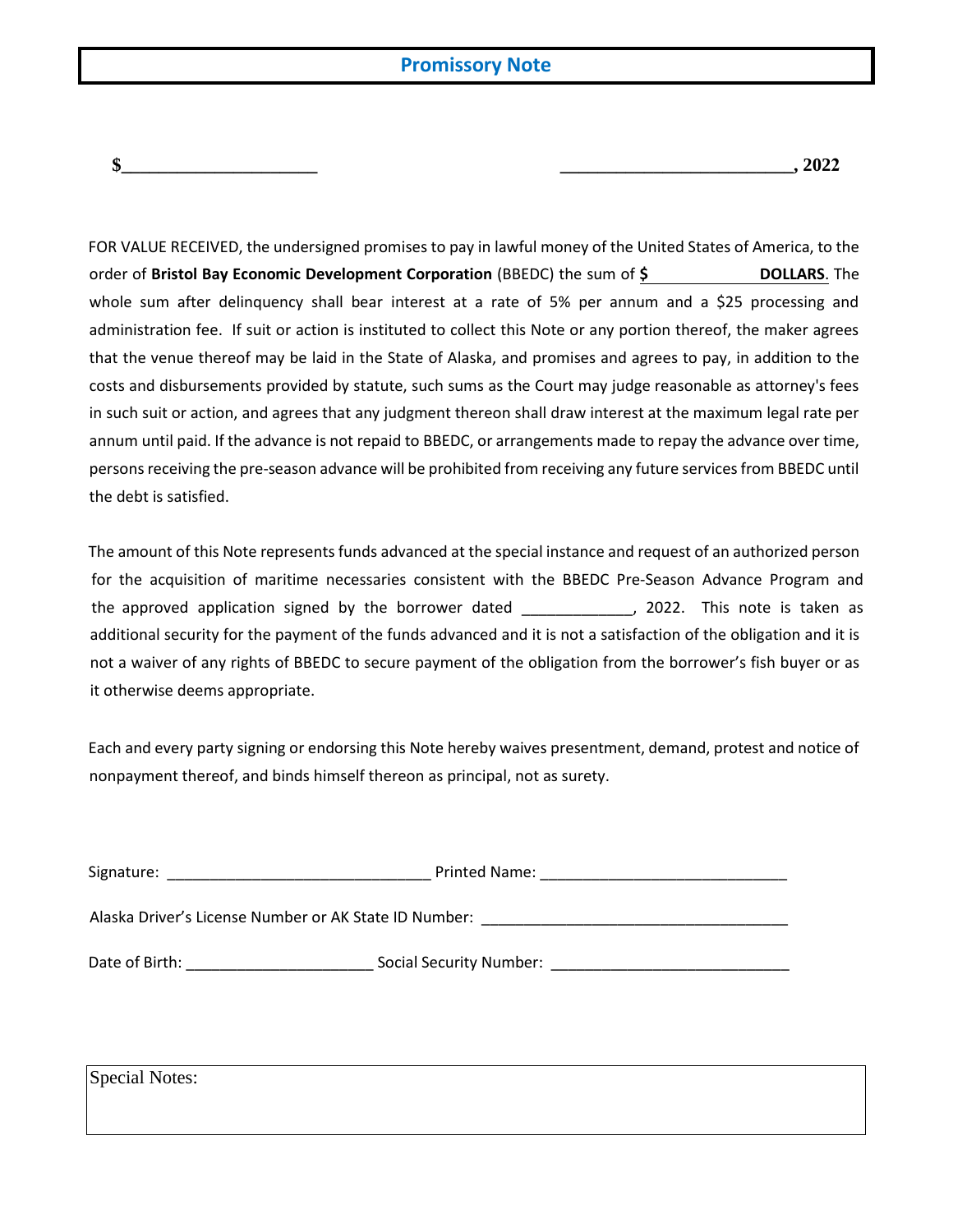# Promissory Note

**$____________________** **________________________, 2022**

FOR VALUE RECEIVED, the undersigned promises to pay in lawful money of the United States of America, to the order of **Bristol Bay Economic Development Corporation** (BBEDC) the sum of **$ DOLLARS**. The whole sum after delinquency shall bear interest at a rate of 5% per annum and a $25 processing and administration fee. If suit or action is instituted to collect this Note or any portion thereof, the maker agrees that the venue thereof may be laid in the State of Alaska, and promises and agrees to pay, in addition to the costs and disbursements provided by statute, such sums as the Court may judge reasonable as attorney's fees in such suit or action, and agrees that any judgment thereon shall draw interest at the maximum legal rate per annum until paid. If the advance is not repaid to BBEDC, or arrangements made to repay the advance over time, persons receiving the pre-season advance will be prohibited from receiving any future services from BBEDC until the debt is satisfied.

The amount of this Note represents funds advanced at the special instance and request of an authorized person for the acquisition of maritime necessaries consistent with the BBEDC Pre-Season Advance Program and the approved application signed by the borrower dated _____________, 2022. This note is taken as additional security for the payment of the funds advanced and it is not a satisfaction of the obligation and it is not a waiver of any rights of BBEDC to secure payment of the obligation from the borrower's fish buyer or as it otherwise deems appropriate.

Each and every party signing or endorsing this Note hereby waives presentment, demand, protest and notice of nonpayment thereof, and binds himself thereon as principal, not as surety.

Signature: _______________________________ Printed Name: _____________________________

Alaska Driver's License Number or AK State ID Number: ____________________________________

Date of Birth: ______________________ Social Security Number: ____________________________

Special Notes: